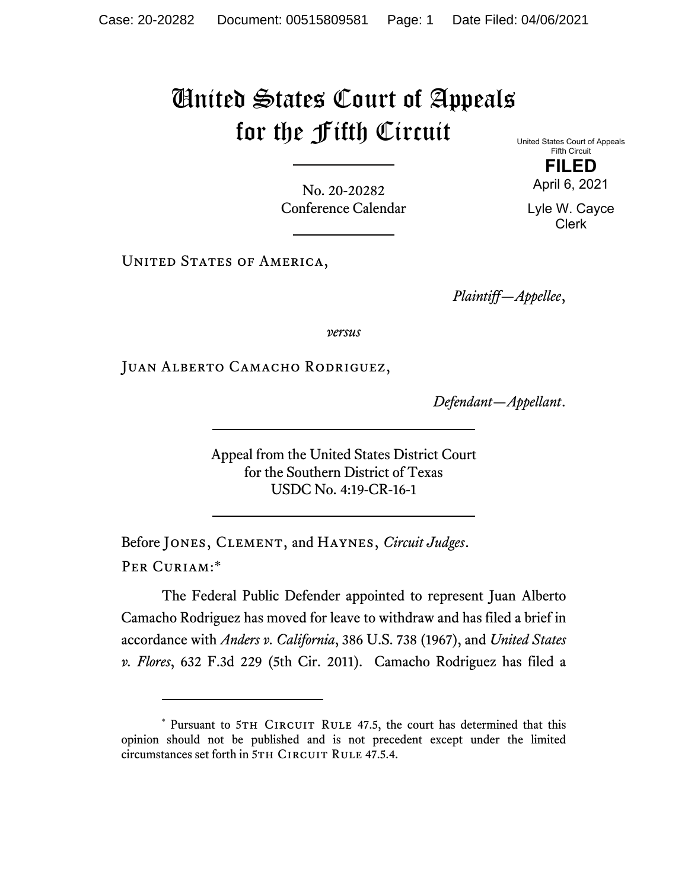# United States Court of Appeals for the Fifth Circuit

United States Court of Appeals
Fifth Circuit

**FILED**

April 6, 2021

Lyle W. Cayce
Clerk

No. 20-20282
Conference Calendar

United States of America,

*Plaintiff—Appellee*,

*versus*

Juan Alberto Camacho Rodriguez,

*Defendant—Appellant*.

Appeal from the United States District Court
for the Southern District of Texas
USDC No. 4:19-CR-16-1

Before Jones, Clement, and Haynes, *Circuit Judges*.

Per Curiam:[*]

The Federal Public Defender appointed to represent Juan Alberto Camacho Rodriguez has moved for leave to withdraw and has filed a brief in accordance with *Anders v. California*, 386 U.S. 738 (1967), and *United States v. Flores*, 632 F.3d 229 (5th Cir. 2011). Camacho Rodriguez has filed a

---

[*] Pursuant to 5th Circuit Rule 47.5, the court has determined that this opinion should not be published and is not precedent except under the limited circumstances set forth in 5th Circuit Rule 47.5.4.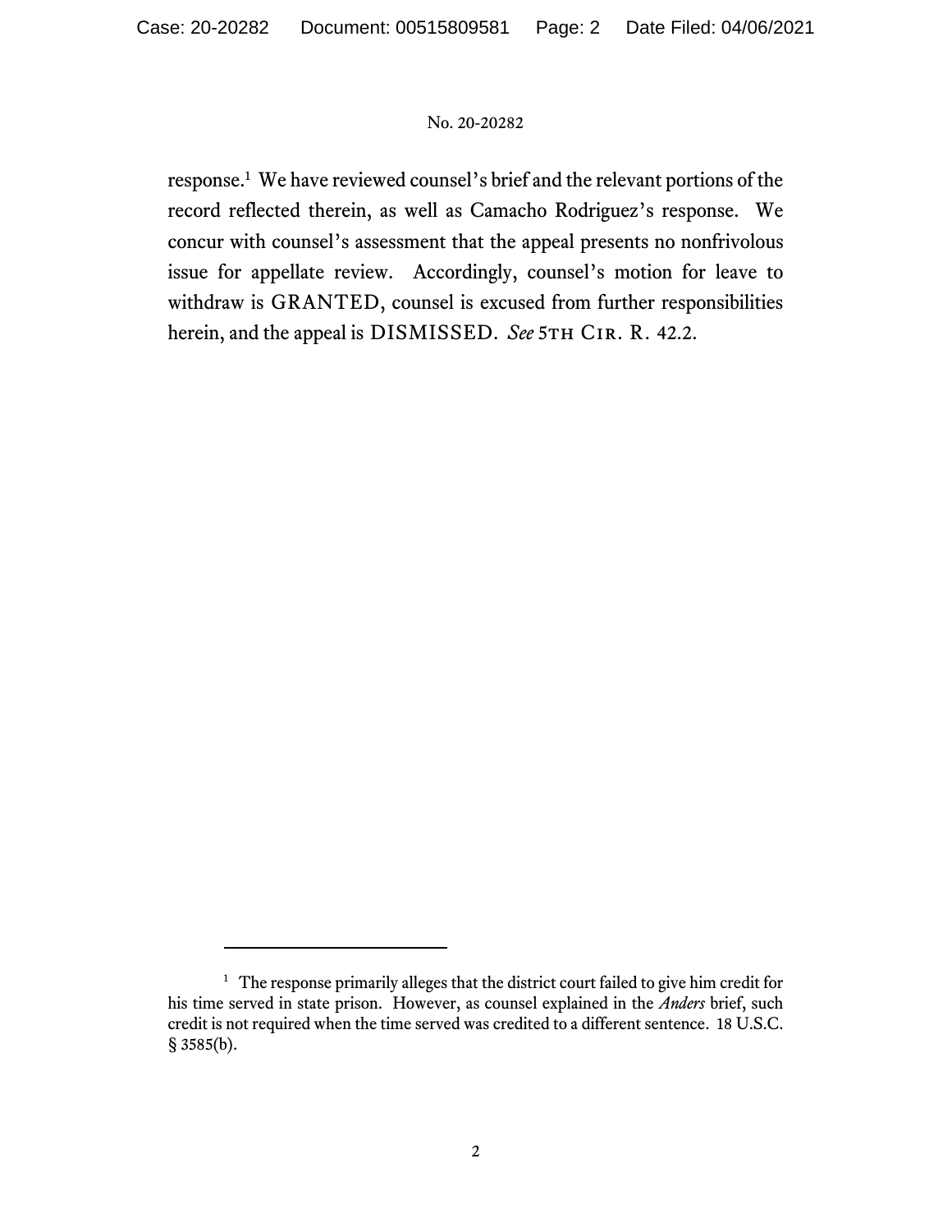response.[1] We have reviewed counsel's brief and the relevant portions of the record reflected therein, as well as Camacho Rodriguez's response. We concur with counsel's assessment that the appeal presents no nonfrivolous issue for appellate review. Accordingly, counsel's motion for leave to withdraw is GRANTED, counsel is excused from further responsibilities herein, and the appeal is DISMISSED. *See* 5TH CIR. R. 42.2.

---

[1] The response primarily alleges that the district court failed to give him credit for his time served in state prison. However, as counsel explained in the *Anders* brief, such credit is not required when the time served was credited to a different sentence. 18 U.S.C. § 3585(b).